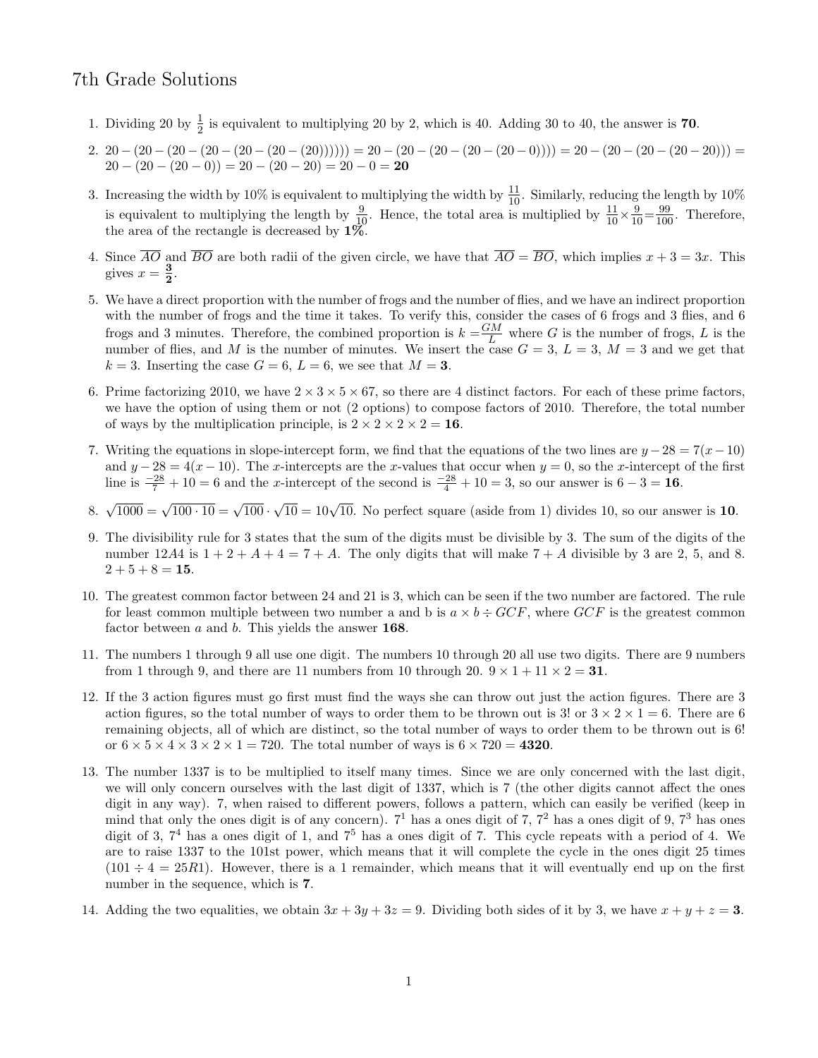# 7th Grade Solutions

1. Dividing 20 by $\frac{1}{2}$ is equivalent to multiplying 20 by 2, which is 40. Adding 30 to 40, the answer is **70**.

2. $20-(20-(20-(20-(20-(20-(20)))))) = 20-(20-(20-(20-(20-0)))) = 20-(20-(20-(20-20))) = 20-(20-(20-0)) = 20-(20-20) = 20-0 = \mathbf{20}$

3. Increasing the width by 10% is equivalent to multiplying the width by $\frac{11}{10}$. Similarly, reducing the length by 10% is equivalent to multiplying the length by $\frac{9}{10}$. Hence, the total area is multiplied by $\frac{11}{10}\times\frac{9}{10}=\frac{99}{100}$. Therefore, the area of the rectangle is decreased by **1%**.

4. Since $\overline{AO}$ and $\overline{BO}$ are both radii of the given circle, we have that $\overline{AO} = \overline{BO}$, which implies $x+3 = 3x$. This gives $x = \mathbf{\frac{3}{2}}$.

5. We have a direct proportion with the number of frogs and the number of flies, and we have an indirect proportion with the number of frogs and the time it takes. To verify this, consider the cases of 6 frogs and 3 flies, and 6 frogs and 3 minutes. Therefore, the combined proportion is $k = \frac{GM}{L}$ where $G$ is the number of frogs, $L$ is the number of flies, and $M$ is the number of minutes. We insert the case $G = 3$, $L = 3$, $M = 3$ and we get that $k = 3$. Inserting the case $G = 6$, $L = 6$, we see that $M = \mathbf{3}$.

6. Prime factorizing 2010, we have $2\times 3\times 5\times 67$, so there are 4 distinct factors. For each of these prime factors, we have the option of using them or not (2 options) to compose factors of 2010. Therefore, the total number of ways by the multiplication principle, is $2\times 2\times 2\times 2 = \mathbf{16}$.

7. Writing the equations in slope-intercept form, we find that the equations of the two lines are $y-28 = 7(x-10)$ and $y-28 = 4(x-10)$. The $x$-intercepts are the $x$-values that occur when $y = 0$, so the $x$-intercept of the first line is $\frac{-28}{7}+10 = 6$ and the $x$-intercept of the second is $\frac{-28}{4}+10 = 3$, so our answer is $6-3 = \mathbf{16}$.

8. $\sqrt{1000} = \sqrt{100\cdot 10} = \sqrt{100}\cdot\sqrt{10} = 10\sqrt{10}$. No perfect square (aside from 1) divides 10, so our answer is **10**.

9. The divisibility rule for 3 states that the sum of the digits must be divisible by 3. The sum of the digits of the number $12A4$ is $1+2+A+4 = 7+A$. The only digits that will make $7+A$ divisible by 3 are 2, 5, and 8. $2+5+8 = \mathbf{15}$.

10. The greatest common factor between 24 and 21 is 3, which can be seen if the two number are factored. The rule for least common multiple between two number a and b is $a\times b\div GCF$, where $GCF$ is the greatest common factor between $a$ and $b$. This yields the answer **168**.

11. The numbers 1 through 9 all use one digit. The numbers 10 through 20 all use two digits. There are 9 numbers from 1 through 9, and there are 11 numbers from 10 through 20. $9\times 1+11\times 2 = \mathbf{31}$.

12. If the 3 action figures must go first must find the ways she can throw out just the action figures. There are 3 action figures, so the total number of ways to order them to be thrown out is 3! or $3\times 2\times 1 = 6$. There are 6 remaining objects, all of which are distinct, so the total number of ways to order them to be thrown out is 6! or $6\times 5\times 4\times 3\times 2\times 1 = 720$. The total number of ways is $6\times 720 = \mathbf{4320}$.

13. The number 1337 is to be multiplied to itself many times. Since we are only concerned with the last digit, we will only concern ourselves with the last digit of 1337, which is 7 (the other digits cannot affect the ones digit in any way). 7, when raised to different powers, follows a pattern, which can easily be verified (keep in mind that only the ones digit is of any concern). $7^1$ has a ones digit of 7, $7^2$ has a ones digit of 9, $7^3$ has ones digit of 3, $7^4$ has a ones digit of 1, and $7^5$ has a ones digit of 7. This cycle repeats with a period of 4. We are to raise 1337 to the 101st power, which means that it will complete the cycle in the ones digit 25 times ($101\div 4 = 25R1$). However, there is a 1 remainder, which means that it will eventually end up on the first number in the sequence, which is **7**.

14. Adding the two equalities, we obtain $3x+3y+3z = 9$. Dividing both sides of it by 3, we have $x+y+z = \mathbf{3}$.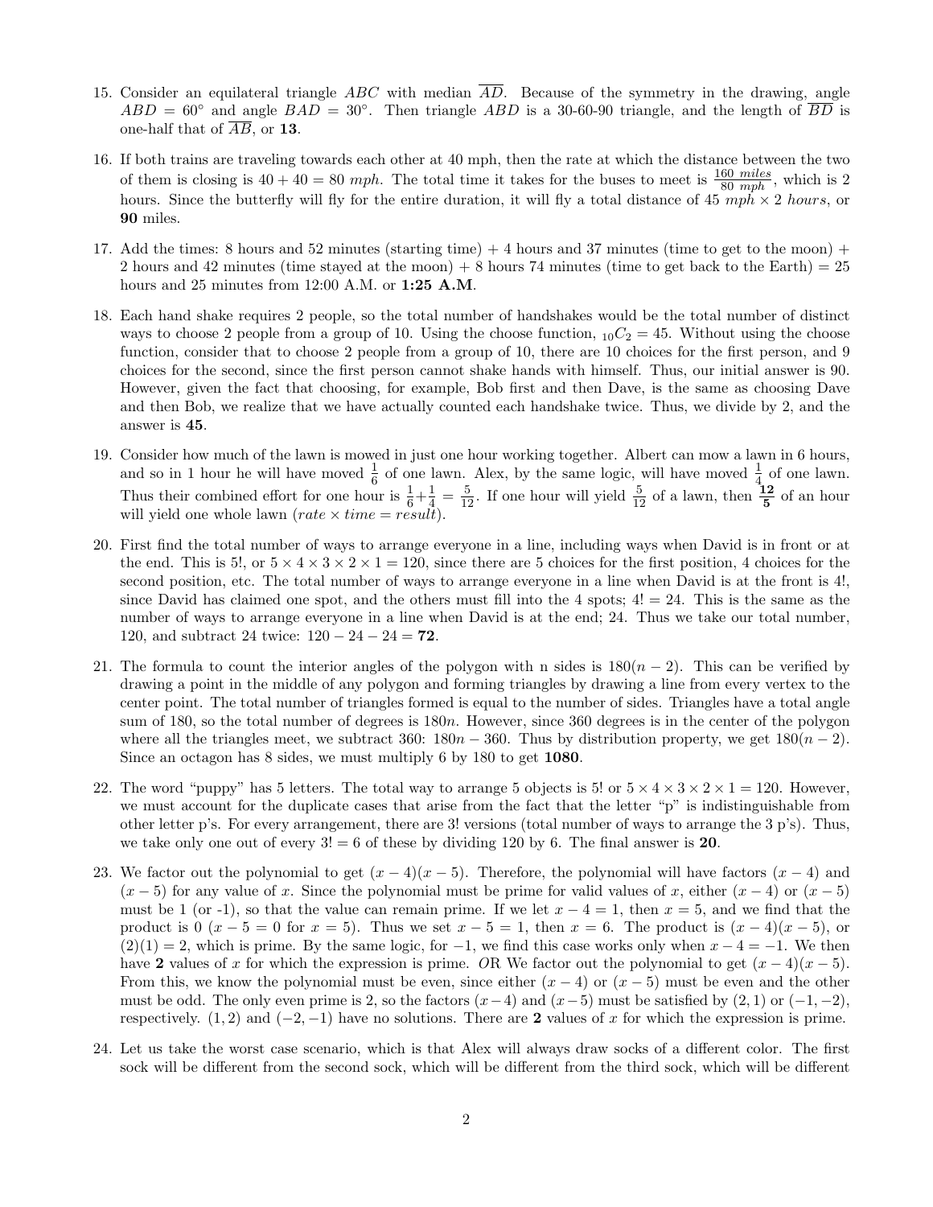15. Consider an equilateral triangle $ABC$ with median $\overline{AD}$. Because of the symmetry in the drawing, angle $ABD = 60^\circ$ and angle $BAD = 30^\circ$. Then triangle $ABD$ is a 30-60-90 triangle, and the length of $\overline{BD}$ is one-half that of $\overline{AB}$, or **13**.

16. If both trains are traveling towards each other at 40 mph, then the rate at which the distance between the two of them is closing is $40 + 40 = 80$ *mph*. The total time it takes for the buses to meet is $\frac{160 \ miles}{80 \ mph}$, which is 2 hours. Since the butterfly will fly for the entire duration, it will fly a total distance of 45 $mph \times 2$ $hours$, or **90** miles.

17. Add the times: 8 hours and 52 minutes (starting time) + 4 hours and 37 minutes (time to get to the moon) + 2 hours and 42 minutes (time stayed at the moon) + 8 hours 74 minutes (time to get back to the Earth) = 25 hours and 25 minutes from 12:00 A.M. or **1:25 A.M**.

18. Each hand shake requires 2 people, so the total number of handshakes would be the total number of distinct ways to choose 2 people from a group of 10. Using the choose function, ${}_{10}C_2 = 45$. Without using the choose function, consider that to choose 2 people from a group of 10, there are 10 choices for the first person, and 9 choices for the second, since the first person cannot shake hands with himself. Thus, our initial answer is 90. However, given the fact that choosing, for example, Bob first and then Dave, is the same as choosing Dave and then Bob, we realize that we have actually counted each handshake twice. Thus, we divide by 2, and the answer is **45**.

19. Consider how much of the lawn is mowed in just one hour working together. Albert can mow a lawn in 6 hours, and so in 1 hour he will have moved $\frac{1}{6}$ of one lawn. Alex, by the same logic, will have moved $\frac{1}{4}$ of one lawn. Thus their combined effort for one hour is $\frac{1}{6}+\frac{1}{4} = \frac{5}{12}$. If one hour will yield $\frac{5}{12}$ of a lawn, then $\mathbf{\frac{12}{5}}$ of an hour will yield one whole lawn ($rate \times time = result$).

20. First find the total number of ways to arrange everyone in a line, including ways when David is in front or at the end. This is 5!, or $5 \times 4 \times 3 \times 2 \times 1 = 120$, since there are 5 choices for the first position, 4 choices for the second position, etc. The total number of ways to arrange everyone in a line when David is at the front is 4!, since David has claimed one spot, and the others must fill into the 4 spots; $4! = 24$. This is the same as the number of ways to arrange everyone in a line when David is at the end; 24. Thus we take our total number, 120, and subtract 24 twice: $120 - 24 - 24 = \mathbf{72}$.

21. The formula to count the interior angles of the polygon with n sides is $180(n-2)$. This can be verified by drawing a point in the middle of any polygon and forming triangles by drawing a line from every vertex to the center point. The total number of triangles formed is equal to the number of sides. Triangles have a total angle sum of 180, so the total number of degrees is $180n$. However, since 360 degrees is in the center of the polygon where all the triangles meet, we subtract 360: $180n - 360$. Thus by distribution property, we get $180(n-2)$. Since an octagon has 8 sides, we must multiply 6 by 180 to get **1080**.

22. The word "puppy" has 5 letters. The total way to arrange 5 objects is 5! or $5 \times 4 \times 3 \times 2 \times 1 = 120$. However, we must account for the duplicate cases that arise from the fact that the letter "p" is indistinguishable from other letter p's. For every arrangement, there are 3! versions (total number of ways to arrange the 3 p's). Thus, we take only one out of every $3! = 6$ of these by dividing 120 by 6. The final answer is **20**.

23. We factor out the polynomial to get $(x-4)(x-5)$. Therefore, the polynomial will have factors $(x-4)$ and $(x-5)$ for any value of $x$. Since the polynomial must be prime for valid values of $x$, either $(x-4)$ or $(x-5)$ must be 1 (or -1), so that the value can remain prime. If we let $x - 4 = 1$, then $x = 5$, and we find that the product is 0 ($x - 5 = 0$ for $x = 5$). Thus we set $x - 5 = 1$, then $x = 6$. The product is $(x-4)(x-5)$, or $(2)(1) = 2$, which is prime. By the same logic, for $-1$, we find this case works only when $x - 4 = -1$. We then have **2** values of $x$ for which the expression is prime. *O*R We factor out the polynomial to get $(x-4)(x-5)$. From this, we know the polynomial must be even, since either $(x-4)$ or $(x-5)$ must be even and the other must be odd. The only even prime is 2, so the factors $(x-4)$ and $(x-5)$ must be satisfied by $(2, 1)$ or $(-1, -2)$, respectively. $(1, 2)$ and $(-2, -1)$ have no solutions. There are **2** values of $x$ for which the expression is prime.

24. Let us take the worst case scenario, which is that Alex will always draw socks of a different color. The first sock will be different from the second sock, which will be different from the third sock, which will be different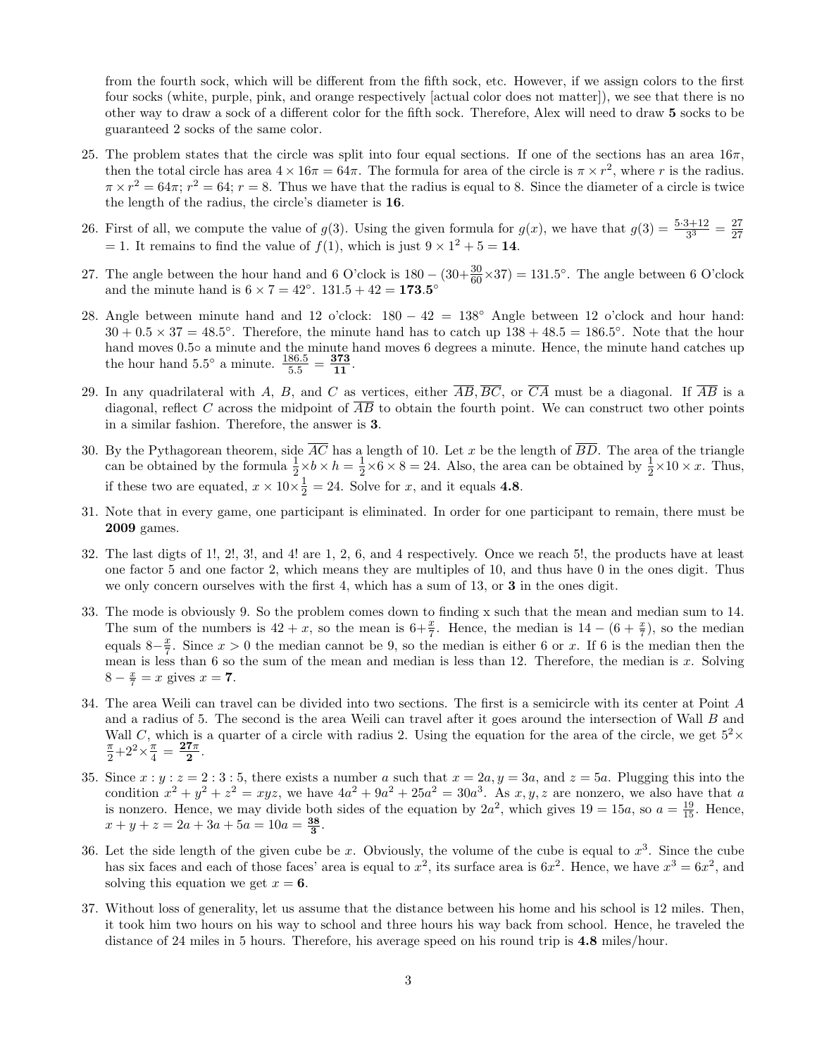from the fourth sock, which will be different from the fifth sock, etc. However, if we assign colors to the first four socks (white, purple, pink, and orange respectively [actual color does not matter]), we see that there is no other way to draw a sock of a different color for the fifth sock. Therefore, Alex will need to draw **5** socks to be guaranteed 2 socks of the same color.

25. The problem states that the circle was split into four equal sections. If one of the sections has an area $16\pi$, then the total circle has area $4 \times 16\pi = 64\pi$. The formula for area of the circle is $\pi \times r^2$, where $r$ is the radius. $\pi \times r^2 = 64\pi$; $r^2 = 64$; $r = 8$. Thus we have that the radius is equal to 8. Since the diameter of a circle is twice the length of the radius, the circle's diameter is **16**.

26. First of all, we compute the value of $g(3)$. Using the given formula for $g(x)$, we have that $g(3) = \frac{5 \cdot 3 + 12}{3^3} = \frac{27}{27} = 1$. It remains to find the value of $f(1)$, which is just $9 \times 1^2 + 5 = \mathbf{14}$.

27. The angle between the hour hand and 6 O'clock is $180 - (30 + \frac{30}{60} \times 37) = 131.5°$. The angle between 6 O'clock and the minute hand is $6 \times 7 = 42°$. $131.5 + 42 = \mathbf{173.5}°$

28. Angle between minute hand and 12 o'clock: $180 - 42 = 138°$ Angle between 12 o'clock and hour hand: $30 + 0.5 \times 37 = 48.5°$. Therefore, the minute hand has to catch up $138 + 48.5 = 186.5°$. Note that the hour hand moves $0.5°$ a minute and the minute hand moves 6 degrees a minute. Hence, the minute hand catches up the hour hand $5.5°$ a minute. $\frac{186.5}{5.5} = \mathbf{\frac{373}{11}}$.

29. In any quadrilateral with $A$, $B$, and $C$ as vertices, either $\overline{AB}, \overline{BC}$, or $\overline{CA}$ must be a diagonal. If $\overline{AB}$ is a diagonal, reflect $C$ across the midpoint of $\overline{AB}$ to obtain the fourth point. We can construct two other points in a similar fashion. Therefore, the answer is **3**.

30. By the Pythagorean theorem, side $\overline{AC}$ has a length of 10. Let $x$ be the length of $\overline{BD}$. The area of the triangle can be obtained by the formula $\frac{1}{2} \times b \times h = \frac{1}{2} \times 6 \times 8 = 24$. Also, the area can be obtained by $\frac{1}{2} \times 10 \times x$. Thus, if these two are equated, $x \times 10 \times \frac{1}{2} = 24$. Solve for $x$, and it equals **4.8**.

31. Note that in every game, one participant is eliminated. In order for one participant to remain, there must be **2009** games.

32. The last digts of 1!, 2!, 3!, and 4! are 1, 2, 6, and 4 respectively. Once we reach 5!, the products have at least one factor 5 and one factor 2, which means they are multiples of 10, and thus have 0 in the ones digit. Thus we only concern ourselves with the first 4, which has a sum of 13, or **3** in the ones digit.

33. The mode is obviously 9. So the problem comes down to finding x such that the mean and median sum to 14. The sum of the numbers is $42 + x$, so the mean is $6 + \frac{x}{7}$. Hence, the median is $14 - (6 + \frac{x}{7})$, so the median equals $8 - \frac{x}{7}$. Since $x > 0$ the median cannot be 9, so the median is either 6 or $x$. If 6 is the median then the mean is less than 6 so the sum of the mean and median is less than 12. Therefore, the median is $x$. Solving $8 - \frac{x}{7} = x$ gives $x = \mathbf{7}$.

34. The area Weili can travel can be divided into two sections. The first is a semicircle with its center at Point $A$ and a radius of 5. The second is the area Weili can travel after it goes around the intersection of Wall $B$ and Wall $C$, which is a quarter of a circle with radius 2. Using the equation for the area of the circle, we get $5^2 \times \frac{\pi}{2} + 2^2 \times \frac{\pi}{4} = \mathbf{\frac{27\pi}{2}}$.

35. Since $x : y : z = 2 : 3 : 5$, there exists a number $a$ such that $x = 2a, y = 3a$, and $z = 5a$. Plugging this into the condition $x^2 + y^2 + z^2 = xyz$, we have $4a^2 + 9a^2 + 25a^2 = 30a^3$. As $x, y, z$ are nonzero, we also have that $a$ is nonzero. Hence, we may divide both sides of the equation by $2a^2$, which gives $19 = 15a$, so $a = \frac{19}{15}$. Hence, $x + y + z = 2a + 3a + 5a = 10a = \mathbf{\frac{38}{3}}$.

36. Let the side length of the given cube be $x$. Obviously, the volume of the cube is equal to $x^3$. Since the cube has six faces and each of those faces' area is equal to $x^2$, its surface area is $6x^2$. Hence, we have $x^3 = 6x^2$, and solving this equation we get $x = \mathbf{6}$.

37. Without loss of generality, let us assume that the distance between his home and his school is 12 miles. Then, it took him two hours on his way to school and three hours his way back from school. Hence, he traveled the distance of 24 miles in 5 hours. Therefore, his average speed on his round trip is **4.8** miles/hour.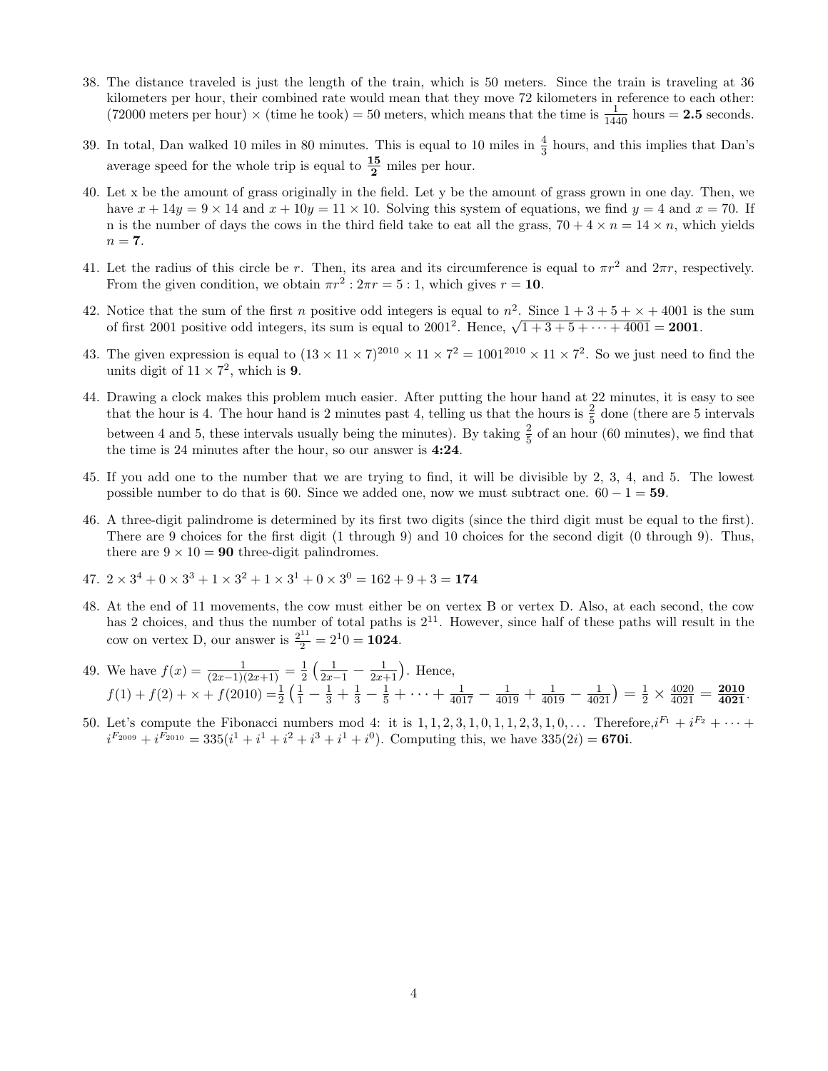38. The distance traveled is just the length of the train, which is 50 meters. Since the train is traveling at 36 kilometers per hour, their combined rate would mean that they move 72 kilometers in reference to each other: (72000 meters per hour) × (time he took) = 50 meters, which means that the time is $\frac{1}{1440}$ hours = **2.5** seconds.

39. In total, Dan walked 10 miles in 80 minutes. This is equal to 10 miles in $\frac{4}{3}$ hours, and this implies that Dan's average speed for the whole trip is equal to $\mathbf{\frac{15}{2}}$ miles per hour.

40. Let x be the amount of grass originally in the field. Let y be the amount of grass grown in one day. Then, we have $x + 14y = 9 \times 14$ and $x + 10y = 11 \times 10$. Solving this system of equations, we find $y = 4$ and $x = 70$. If n is the number of days the cows in the third field take to eat all the grass, $70 + 4 \times n = 14 \times n$, which yields $n = \mathbf{7}$.

41. Let the radius of this circle be $r$. Then, its area and its circumference is equal to $\pi r^2$ and $2\pi r$, respectively. From the given condition, we obtain $\pi r^2 : 2\pi r = 5 : 1$, which gives $r = \mathbf{10}$.

42. Notice that the sum of the first $n$ positive odd integers is equal to $n^2$. Since $1 + 3 + 5 + \times + 4001$ is the sum of first 2001 positive odd integers, its sum is equal to $2001^2$. Hence, $\sqrt{1 + 3 + 5 + \cdots + 4001} = \mathbf{2001}$.

43. The given expression is equal to $(13 \times 11 \times 7)^{2010} \times 11 \times 7^2 = 1001^{2010} \times 11 \times 7^2$. So we just need to find the units digit of $11 \times 7^2$, which is **9**.

44. Drawing a clock makes this problem much easier. After putting the hour hand at 22 minutes, it is easy to see that the hour is 4. The hour hand is 2 minutes past 4, telling us that the hours is $\frac{2}{5}$ done (there are 5 intervals between 4 and 5, these intervals usually being the minutes). By taking $\frac{2}{5}$ of an hour (60 minutes), we find that the time is 24 minutes after the hour, so our answer is **4:24**.

45. If you add one to the number that we are trying to find, it will be divisible by 2, 3, 4, and 5. The lowest possible number to do that is 60. Since we added one, now we must subtract one. $60 - 1 = \mathbf{59}$.

46. A three-digit palindrome is determined by its first two digits (since the third digit must be equal to the first). There are 9 choices for the first digit (1 through 9) and 10 choices for the second digit (0 through 9). Thus, there are $9 \times 10 = \mathbf{90}$ three-digit palindromes.

47. $2 \times 3^4 + 0 \times 3^3 + 1 \times 3^2 + 1 \times 3^1 + 0 \times 3^0 = 162 + 9 + 3 = \mathbf{174}$

48. At the end of 11 movements, the cow must either be on vertex B or vertex D. Also, at each second, the cow has 2 choices, and thus the number of total paths is $2^{11}$. However, since half of these paths will result in the cow on vertex D, our answer is $\frac{2^{11}}{2} = 2^10 = \mathbf{1024}$.

49. We have $f(x) = \frac{1}{(2x-1)(2x+1)} = \frac{1}{2}\left(\frac{1}{2x-1} - \frac{1}{2x+1}\right)$. Hence,
$f(1) + f(2) + \times + f(2010) = \frac{1}{2}\left(\frac{1}{1} - \frac{1}{3} + \frac{1}{3} - \frac{1}{5} + \cdots + \frac{1}{4017} - \frac{1}{4019} + \frac{1}{4019} - \frac{1}{4021}\right) = \frac{1}{2} \times \frac{4020}{4021} = \mathbf{\frac{2010}{4021}}$.

50. Let's compute the Fibonacci numbers mod 4: it is $1, 1, 2, 3, 1, 0, 1, 1, 2, 3, 1, 0, \ldots$ Therefore, $i^{F_1} + i^{F_2} + \cdots + i^{F_{2009}} + i^{F_{2010}} = 335(i^1 + i^1 + i^2 + i^3 + i^1 + i^0)$. Computing this, we have $335(2i) = \mathbf{670i}$.